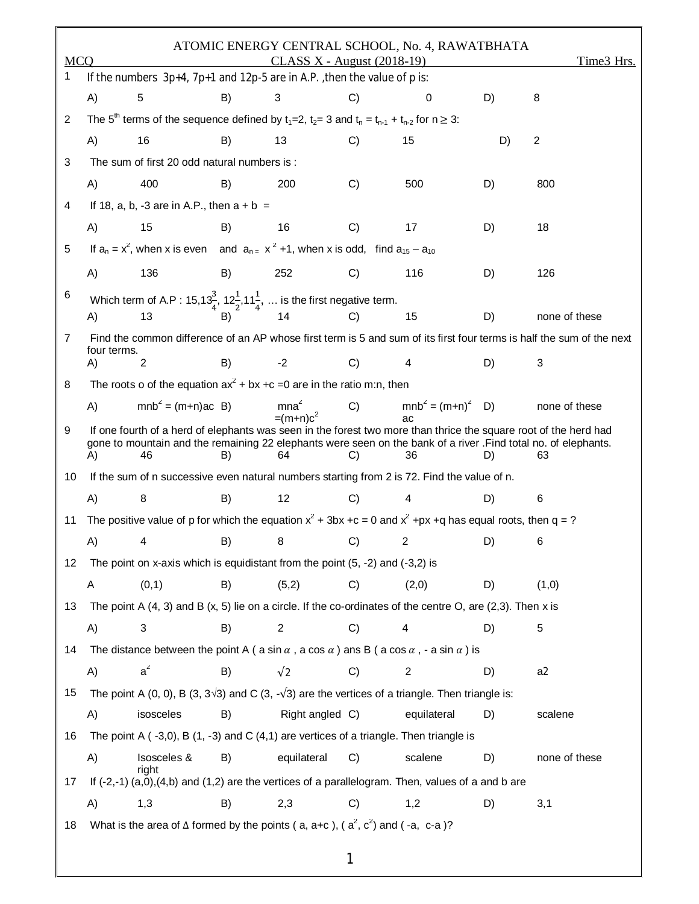# ATOMIC ENERGY CENTRAL SCHOOL, No. 4, RAWATBHATA

MCQ | CLASS X - August (2018-19) | Time3 Hrs.

1. If the numbers $3p+4$, $7p+1$ and $12p-5$ are in A.P. ,then the value of p is:

   A) 5 B) 3 C) 0 D) 8

2. The 5th terms of the sequence defined by $t_1=2$, $t_2= 3$ and $t_n = t_{n-1} + t_{n-2}$ for $n \geq 3$:

   A) 16 B) 13 C) 15 D) 2

3. The sum of first 20 odd natural numbers is :

   A) 400 B) 200 C) 500 D) 800

4. If 18, a, b, -3 are in A.P., then a + b =

   A) 15 B) 16 C) 17 D) 18

5. If $a_n = x^2$, when x is even and $a_n = x^2 +1$, when x is odd, find $a_{15} - a_{10}$

   A) 136 B) 252 C) 116 D) 126

6. Which term of A.P : $15, 13\frac{3}{4}, 12\frac{1}{2}, 11\frac{1}{4}$, … is the first negative term.

   A) 13 B) 14 C) 15 D) none of these

7. Find the common difference of an AP whose first term is 5 and sum of its first four terms is half the sum of the next four terms.

   A) 2 B) -2 C) 4 D) 3

8. The roots o of the equation $ax^2 + bx +c =0$ are in the ratio m:n, then

   A) $mnb^2 = (m+n)ac$ B) $mna^2 =(m+n)c^2$ C) $mnb^2 = (m+n)^2 ac$ D) none of these

9. If one fourth of a herd of elephants was seen in the forest two more than thrice the square root of the herd had gone to mountain and the remaining 22 elephants were seen on the bank of a river .Find total no. of elephants.

   A) 46 B) 64 C) 36 D) 63

10. If the sum of n successive even natural numbers starting from 2 is 72. Find the value of n.

    A) 8 B) 12 C) 4 D) 6

11. The positive value of p for which the equation $x^2 + 3bx +c = 0$ and $x^2 +px +q$ has equal roots, then q = ?

    A) 4 B) 8 C) 2 D) 6

12. The point on x-axis which is equidistant from the point (5, -2) and (-3,2) is

    A (0,1) B) (5,2) C) (2,0) D) (1,0)

13. The point A (4, 3) and B (x, 5) lie on a circle. If the co-ordinates of the centre O, are (2,3). Then x is

    A) 3 B) 2 C) 4 D) 5

14. The distance between the point A ( a sin $\alpha$ , a cos $\alpha$ ) ans B ( a cos $\alpha$ , - a sin $\alpha$ ) is

    A) $a^2$ B) $\sqrt{2}$ C) 2 D) a2

15. The point A (0, 0), B (3, $3\sqrt{3}$) and C (3, $-\sqrt{3}$) are the vertices of a triangle. Then triangle is:

    A) isosceles B) Right angled C) equilateral D) scalene

16. The point A ( -3,0), B (1, -3) and C (4,1) are vertices of a triangle. Then triangle is

    A) Isosceles & right B) equilateral C) scalene D) none of these

17. If (-2,-1) (a,0),(4,b) and (1,2) are the vertices of a parallelogram. Then, values of a and b are

    A) 1,3 B) 2,3 C) 1,2 D) 3,1

18. What is the area of Δ formed by the points ( a, a+c ), ( $a^2$, $c^2$) and ( -a, c-a )?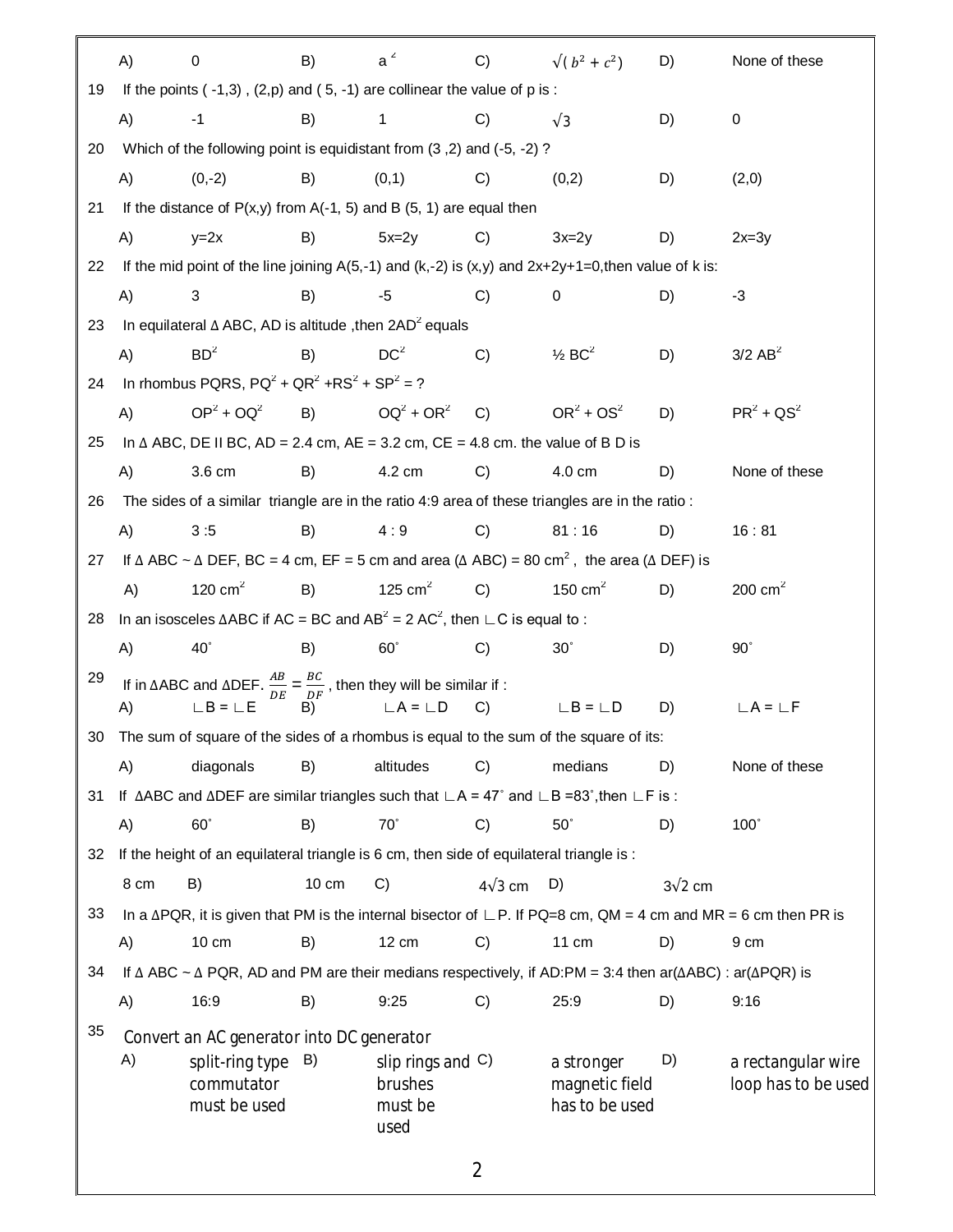| | | | | | | | |
|---|---|---|---|---|---|---|---|
| A) | 0 | B) | $a^2$ | C) | $\sqrt{(b^2+c^2)}$ | D) | None of these |

19 If the points ( -1,3) , (2,p) and ( 5, -1) are collinear the value of p is :

A) -1 B) 1 C) $\sqrt{3}$ D) 0

20 Which of the following point is equidistant from (3 ,2) and (-5, -2) ?

A) (0,-2) B) (0,1) C) (0,2) D) (2,0)

21 If the distance of P(x,y) from A(-1, 5) and B (5, 1) are equal then

A) y=2x B) 5x=2y C) 3x=2y D) 2x=3y

22 If the mid point of the line joining A(5,-1) and (k,-2) is (x,y) and 2x+2y+1=0,then value of k is:

A) 3 B) -5 C) 0 D) -3

23 In equilateral Δ ABC, AD is altitude ,then $2AD^2$ equals

A) $BD^2$ B) $DC^2$ C) ½ $BC^2$ D) 3/2 $AB^2$

24 In rhombus PQRS, $PQ^2 + QR^2 + RS^2 + SP^2$ = ?

A) $OP^2 + OQ^2$ B) $OQ^2 + OR^2$ C) $OR^2 + OS^2$ D) $PR^2 + QS^2$

25 In Δ ABC, DE II BC, AD = 2.4 cm, AE = 3.2 cm, CE = 4.8 cm. the value of B D is

A) 3.6 cm B) 4.2 cm C) 4.0 cm D) None of these

26 The sides of a similar triangle are in the ratio 4:9 area of these triangles are in the ratio :

A) 3 :5 B) 4 : 9 C) 81 : 16 D) 16 : 81

27 If Δ ABC ~ Δ DEF, BC = 4 cm, EF = 5 cm and area (Δ ABC) = 80 $cm^2$ , the area (Δ DEF) is

A) 120 $cm^2$ B) 125 $cm^2$ C) 150 $cm^2$ D) 200 $cm^2$

28 In an isosceles ΔABC if AC = BC and $AB^2 = 2 AC^2$, then ∟C is equal to :

A) 40˚ B) 60˚ C) 30˚ D) 90˚

29 If in ΔABC and ΔDEF. $\frac{AB}{DE} = \frac{BC}{DF}$ , then they will be similar if :

A) ∟B = ∟E B) ∟A = ∟D C) ∟B = ∟D D) ∟A = ∟F

30 The sum of square of the sides of a rhombus is equal to the sum of the square of its:

A) diagonals B) altitudes C) medians D) None of these

31 If ΔABC and ΔDEF are similar triangles such that ∟A = 47˚ and ∟B =83˚,then ∟F is :

A) 60˚ B) 70˚ C) 50˚ D) 100˚

32 If the height of an equilateral triangle is 6 cm, then side of equilateral triangle is :

8 cm B) 10 cm C) $4\sqrt{3}$ cm D) $3\sqrt{2}$ cm

33 In a ΔPQR, it is given that PM is the internal bisector of ∟P. If PQ=8 cm, QM = 4 cm and MR = 6 cm then PR is

A) 10 cm B) 12 cm C) 11 cm D) 9 cm

34 If Δ ABC ~ Δ PQR, AD and PM are their medians respectively, if AD:PM = 3:4 then ar(ΔABC) : ar(ΔPQR) is

A) 16:9 B) 9:25 C) 25:9 D) 9:16

35 Convert an AC generator into DC generator

A) split-ring type commutator must be used B) slip rings and brushes must be used C) a stronger magnetic field has to be used D) a rectangular wire loop has to be used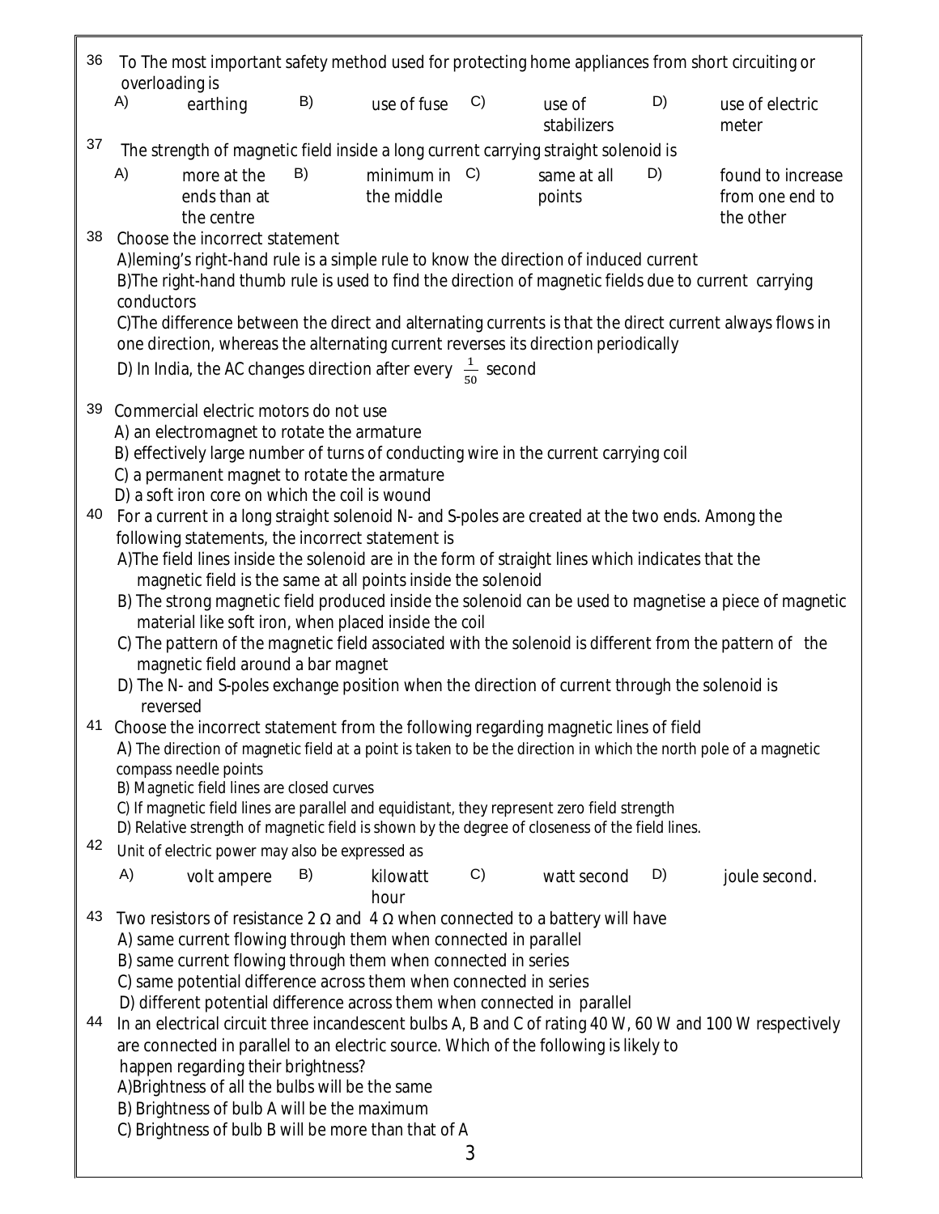36 To The most important safety method used for protecting home appliances from short circuiting or overloading is

| A) | earthing | B) | use of fuse | C) | use of stabilizers | D) | use of electric meter |
|---|---|---|---|---|---|---|---|

37 The strength of magnetic field inside a long current carrying straight solenoid is

| A) | more at the ends than at the centre | B) | minimum in the middle | C) | same at all points | D) | found to increase from one end to the other |
|---|---|---|---|---|---|---|---|

38 Choose the incorrect statement

A)leming's right-hand rule is a simple rule to know the direction of induced current

B)The right-hand thumb rule is used to find the direction of magnetic fields due to current carrying conductors

C)The difference between the direct and alternating currents is that the direct current always flows in one direction, whereas the alternating current reverses its direction periodically

D) In India, the AC changes direction after every $\frac{1}{50}$ second

39 Commercial electric motors do not use

A) an electromagnet to rotate the armature

B) effectively large number of turns of conducting wire in the current carrying coil

C) a permanent magnet to rotate the armature

D) a soft iron core on which the coil is wound

40 For a current in a long straight solenoid N- and S-poles are created at the two ends. Among the following statements, the incorrect statement is

A)The field lines inside the solenoid are in the form of straight lines which indicates that the magnetic field is the same at all points inside the solenoid

B) The strong magnetic field produced inside the solenoid can be used to magnetise a piece of magnetic material like soft iron, when placed inside the coil

C) The pattern of the magnetic field associated with the solenoid is different from the pattern of the magnetic field around a bar magnet

D) The N- and S-poles exchange position when the direction of current through the solenoid is reversed

41 Choose the incorrect statement from the following regarding magnetic lines of field

A) The direction of magnetic field at a point is taken to be the direction in which the north pole of a magnetic compass needle points

B) Magnetic field lines are closed curves

C) If magnetic field lines are parallel and equidistant, they represent zero field strength

D) Relative strength of magnetic field is shown by the degree of closeness of the field lines.

42 Unit of electric power may also be expressed as

| A) | volt ampere | B) | kilowatt hour | C) | watt second | D) | joule second. |
|---|---|---|---|---|---|---|---|

43 Two resistors of resistance 2 Ω and 4 Ω when connected to a battery will have

A) same current flowing through them when connected in parallel

B) same current flowing through them when connected in series

C) same potential difference across them when connected in series

D) different potential difference across them when connected in parallel

44 In an electrical circuit three incandescent bulbs A, B and C of rating 40 W, 60 W and 100 W respectively are connected in parallel to an electric source. Which of the following is likely to happen regarding their brightness?

A)Brightness of all the bulbs will be the same

B) Brightness of bulb A will be the maximum

C) Brightness of bulb B will be more than that of A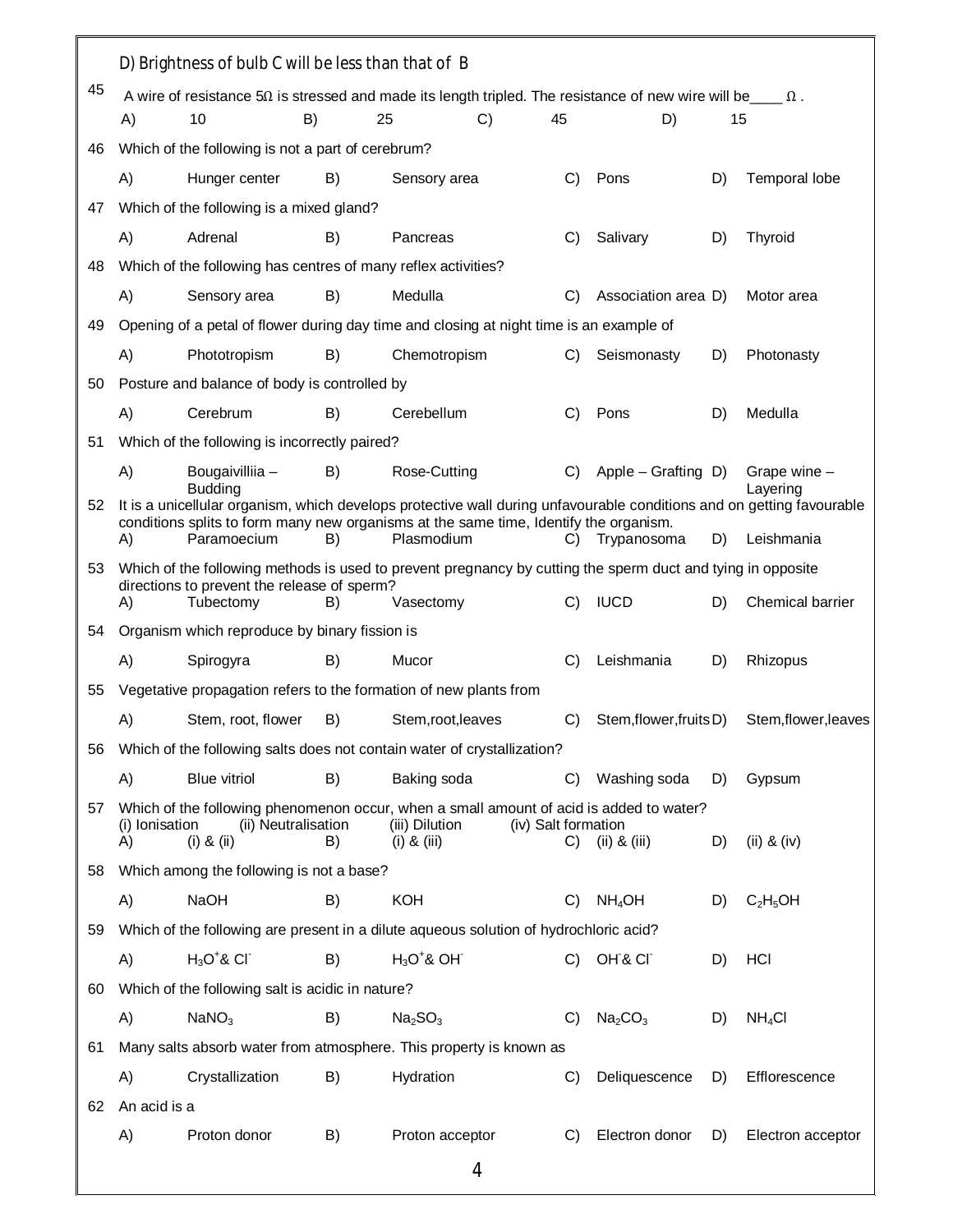D) Brightness of bulb C will be less than that of B

45. A wire of resistance 5Ω is stressed and made its length tripled. The resistance of new wire will be____ Ω .

A) 10 B) 25 C) 45 D) 15

46. Which of the following is not a part of cerebrum?

A) Hunger center B) Sensory area C) Pons D) Temporal lobe

47. Which of the following is a mixed gland?

A) Adrenal B) Pancreas C) Salivary D) Thyroid

48. Which of the following has centres of many reflex activities?

A) Sensory area B) Medulla C) Association area D) Motor area

49. Opening of a petal of flower during day time and closing at night time is an example of

A) Phototropism B) Chemotropism C) Seismonasty D) Photonasty

50. Posture and balance of body is controlled by

A) Cerebrum B) Cerebellum C) Pons D) Medulla

51. Which of the following is incorrectly paired?

A) Bougaivilliia – Budding B) Rose-Cutting C) Apple – Grafting D) Grape wine – Layering

52. It is a unicellular organism, which develops protective wall during unfavourable conditions and on getting favourable conditions splits to form many new organisms at the same time, Identify the organism.

A) Paramoecium B) Plasmodium C) Trypanosoma D) Leishmania

53. Which of the following methods is used to prevent pregnancy by cutting the sperm duct and tying in opposite directions to prevent the release of sperm?

A) Tubectomy B) Vasectomy C) IUCD D) Chemical barrier

54. Organism which reproduce by binary fission is

A) Spirogyra B) Mucor C) Leishmania D) Rhizopus

55. Vegetative propagation refers to the formation of new plants from

A) Stem, root, flower B) Stem,root,leaves C) Stem,flower,fruits D) Stem,flower,leaves

56. Which of the following salts does not contain water of crystallization?

A) Blue vitriol B) Baking soda C) Washing soda D) Gypsum

57. Which of the following phenomenon occur, when a small amount of acid is added to water?

(i) Ionisation (ii) Neutralisation (iii) Dilution (iv) Salt formation

A) (i) & (ii) B) (i) & (iii) C) (ii) & (iii) D) (ii) & (iv)

58. Which among the following is not a base?

A) NaOH B) KOH C) $NH_4OH$ D) $C_2H_5OH$

59. Which of the following are present in a dilute aqueous solution of hydrochloric acid?

A) $H_3O^+$ & $Cl^-$ B) $H_3O^+$ & $OH^-$ C) $OH^-$ & $Cl^-$ D) HCl

60. Which of the following salt is acidic in nature?

A) $NaNO_3$ B) $Na_2SO_3$ C) $Na_2CO_3$ D) $NH_4Cl$

61. Many salts absorb water from atmosphere. This property is known as

A) Crystallization B) Hydration C) Deliquescence D) Efflorescence

62. An acid is a

A) Proton donor B) Proton acceptor C) Electron donor D) Electron acceptor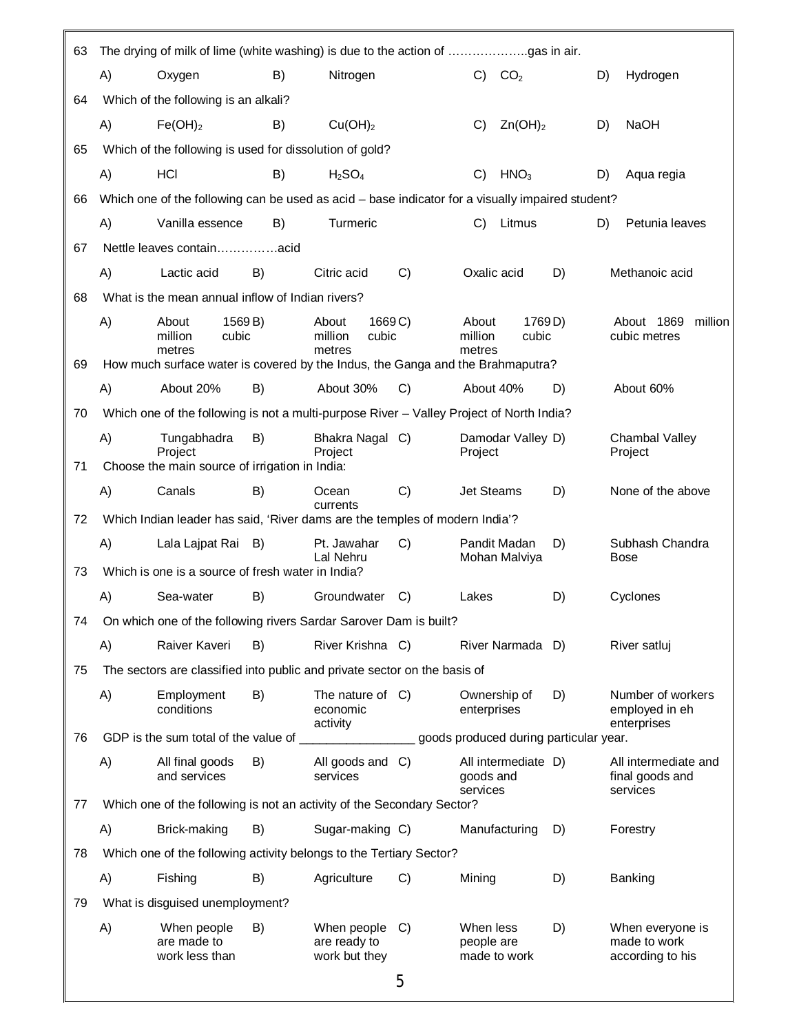63 The drying of milk of lime (white washing) is due to the action of ………………..gas in air.

A) Oxygen B) Nitrogen C) $CO_2$ D) Hydrogen

64 Which of the following is an alkali?

A) $Fe(OH)_2$ B) $Cu(OH)_2$ C) $Zn(OH)_2$ D) NaOH

65 Which of the following is used for dissolution of gold?

A) HCl B) $H_2SO_4$ C) $HNO_3$ D) Aqua regia

66 Which one of the following can be used as acid – base indicator for a visually impaired student?

A) Vanilla essence B) Turmeric C) Litmus D) Petunia leaves

67 Nettle leaves contain……………acid

A) Lactic acid B) Citric acid C) Oxalic acid D) Methanoic acid

68 What is the mean annual inflow of Indian rivers?

A) About 1569 million cubic metres B) About 1669 million cubic metres C) About 1769 million cubic metres D) About 1869 million cubic metres

69 How much surface water is covered by the Indus, the Ganga and the Brahmaputra?

A) About 20% B) About 30% C) About 40% D) About 60%

70 Which one of the following is not a multi-purpose River – Valley Project of North India?

A) Tungabhadra Project B) Bhakra Nagal Project C) Damodar Valley Project D) Chambal Valley Project

71 Choose the main source of irrigation in India:

A) Canals B) Ocean currents C) Jet Steams D) None of the above

72 Which Indian leader has said, 'River dams are the temples of modern India'?

A) Lala Lajpat Rai B) Pt. Jawahar Lal Nehru C) Pandit Madan Mohan Malviya D) Subhash Chandra Bose

73 Which is one is a source of fresh water in India?

A) Sea-water B) Groundwater C) Lakes D) Cyclones

74 On which one of the following rivers Sardar Sarover Dam is built?

A) Raiver Kaveri B) River Krishna C) River Narmada D) River satluj

75 The sectors are classified into public and private sector on the basis of

A) Employment conditions B) The nature of economic activity C) Ownership of enterprises D) Number of workers employed in eh enterprises

76 GDP is the sum total of the value of _________________ goods produced during particular year.

A) All final goods and services B) All goods and services C) All intermediate goods and services D) All intermediate and final goods and services

77 Which one of the following is not an activity of the Secondary Sector?

A) Brick-making B) Sugar-making C) Manufacturing D) Forestry

78 Which one of the following activity belongs to the Tertiary Sector?

A) Fishing B) Agriculture C) Mining D) Banking

79 What is disguised unemployment?

A) When people are made to work less than B) When people are ready to work but they C) When less people are made to work D) When everyone is made to work according to his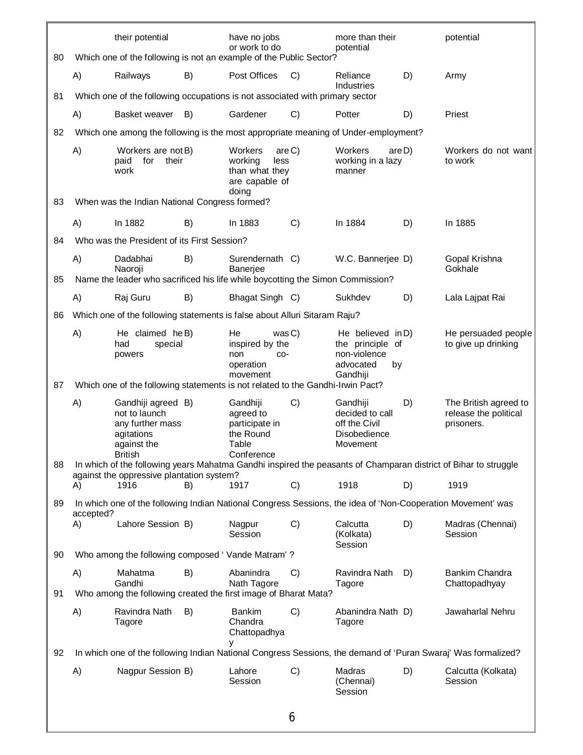| | A) | | B) | | C) | | D) |
|---|---|---|---|---|---|---|---|
| | their potential | | have no jobs or work to do | | more than their potential | | potential |

**80** Which one of the following is not an example of the Public Sector?

| A) | Railways | B) | Post Offices | C) | Reliance Industries | D) | Army |
|---|---|---|---|---|---|---|---|

**81** Which one of the following occupations is not associated with primary sector

| A) | Basket weaver | B) | Gardener | C) | Potter | D) | Priest |
|---|---|---|---|---|---|---|---|

**82** Which one among the following is the most appropriate meaning of Under-employment?

| A) | Workers are not paid for their work | B) | Workers are working less than what they are capable of doing | C) | Workers are working in a lazy manner | D) | Workers do not want to work |
|---|---|---|---|---|---|---|---|

**83** When was the Indian National Congress formed?

| A) | In 1882 | B) | In 1883 | C) | In 1884 | D) | In 1885 |
|---|---|---|---|---|---|---|---|

**84** Who was the President of its First Session?

| A) | Dadabhai Naoroji | B) | Surendernath Banerjee | C) | W.C. Bannerjee | D) | Gopal Krishna Gokhale |
|---|---|---|---|---|---|---|---|

**85** Name the leader who sacrificed his life while boycotting the Simon Commission?

| A) | Raj Guru | B) | Bhagat Singh | C) | Sukhdev | D) | Lala Lajpat Rai |
|---|---|---|---|---|---|---|---|

**86** Which one of the following statements is false about Alluri Sitaram Raju?

| A) | He claimed he had special powers | B) | He was inspired by the non co-operation movement | C) | He believed in the principle of non-violence advocated by Gandhiji | D) | He persuaded people to give up drinking |
|---|---|---|---|---|---|---|---|

**87** Which one of the following statements is not related to the Gandhi-Irwin Pact?

| A) | Gandhiji agreed not to launch any further mass agitations against the British | B) | Gandhiji agreed to participate in the Round Table Conference | C) | Gandhiji decided to call off the Civil Disobedience Movement | D) | The British agreed to release the political prisoners. |
|---|---|---|---|---|---|---|---|

**88** In which of the following years Mahatma Gandhi inspired the peasants of Champaran district of Bihar to struggle against the oppressive plantation system?

| A) | 1916 | B) | 1917 | C) | 1918 | D) | 1919 |
|---|---|---|---|---|---|---|---|

**89** In which one of the following Indian National Congress Sessions, the idea of 'Non-Cooperation Movement' was accepted?

| A) | Lahore Session | B) | Nagpur Session | C) | Calcutta (Kolkata) Session | D) | Madras (Chennai) Session |
|---|---|---|---|---|---|---|---|

**90** Who among the following composed ' Vande Matram' ?

| A) | Mahatma Gandhi | B) | Abanindra Nath Tagore | C) | Ravindra Nath Tagore | D) | Bankim Chandra Chattopadhyay |
|---|---|---|---|---|---|---|---|

**91** Who among the following created the first image of Bharat Mata?

| A) | Ravindra Nath Tagore | B) | Bankim Chandra Chattopadhyay | C) | Abanindra Nath Tagore | D) | Jawaharlal Nehru |
|---|---|---|---|---|---|---|---|

**92** In which one of the following Indian National Congress Sessions, the demand of 'Puran Swaraj' Was formalized?

| A) | Nagpur Session | B) | Lahore Session | C) | Madras (Chennai) Session | D) | Calcutta (Kolkata) Session |
|---|---|---|---|---|---|---|---|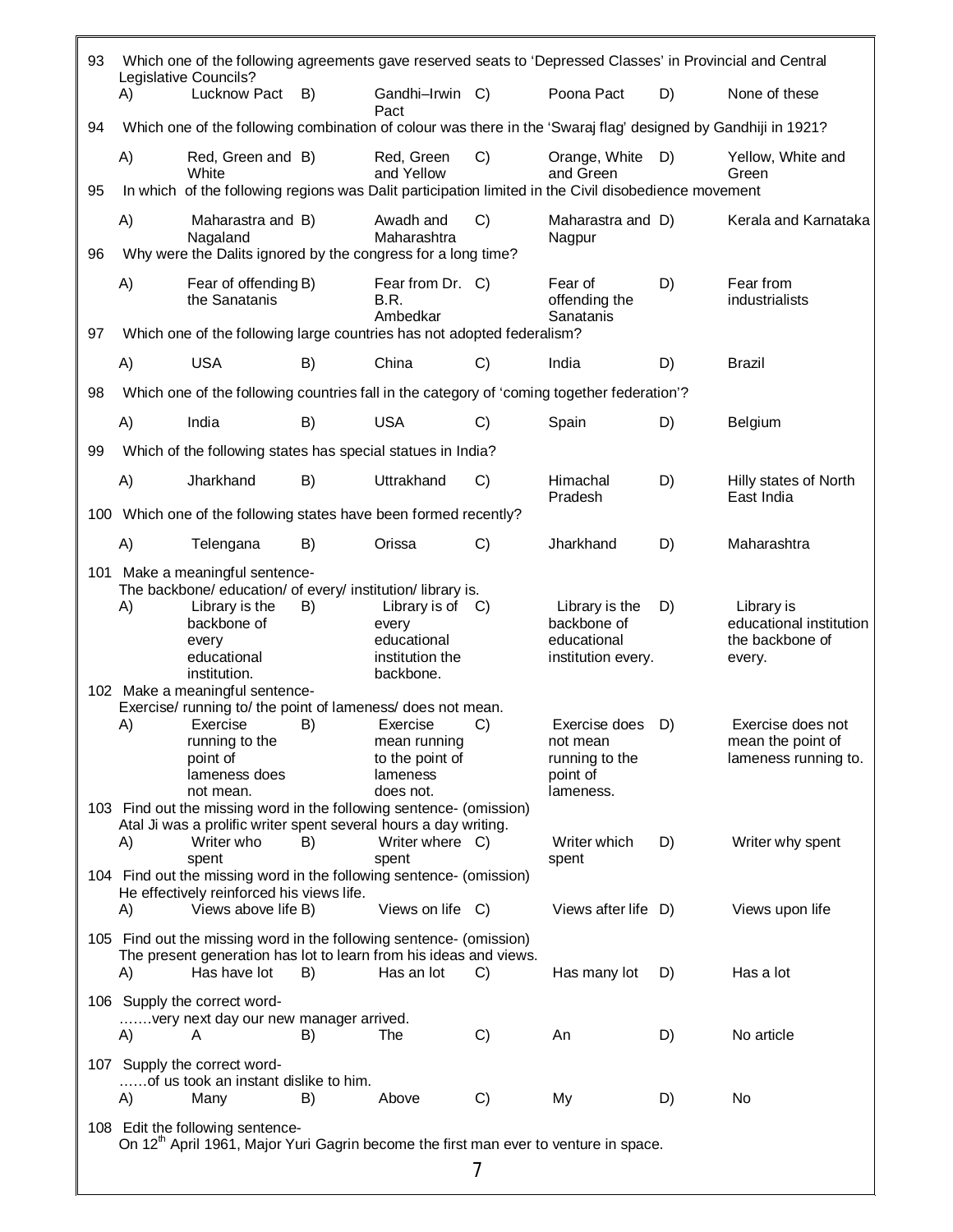93 Which one of the following agreements gave reserved seats to 'Depressed Classes' in Provincial and Central Legislative Councils?

| A) | Lucknow Pact | B) | Gandhi–Irwin Pact | C) | Poona Pact | D) | None of these |
|---|---|---|---|---|---|---|---|

94 Which one of the following combination of colour was there in the 'Swaraj flag' designed by Gandhiji in 1921?

| A) | Red, Green and White | B) | Red, Green and Yellow | C) | Orange, White and Green | D) | Yellow, White and Green |
|---|---|---|---|---|---|---|---|

95 In which of the following regions was Dalit participation limited in the Civil disobedience movement

| A) | Maharastra and Nagaland | B) | Awadh and Maharashtra | C) | Maharastra and Nagpur | D) | Kerala and Karnataka |
|---|---|---|---|---|---|---|---|

96 Why were the Dalits ignored by the congress for a long time?

| A) | Fear of offending the Sanatanis | B) | Fear from Dr. B.R. Ambedkar | C) | Fear of offending the Sanatanis | D) | Fear from industrialists |
|---|---|---|---|---|---|---|---|

97 Which one of the following large countries has not adopted federalism?

| A) | USA | B) | China | C) | India | D) | Brazil |
|---|---|---|---|---|---|---|---|

98 Which one of the following countries fall in the category of 'coming together federation'?

| A) | India | B) | USA | C) | Spain | D) | Belgium |
|---|---|---|---|---|---|---|---|

99 Which of the following states has special statues in India?

| A) | Jharkhand | B) | Uttrakhand | C) | Himachal Pradesh | D) | Hilly states of North East India |
|---|---|---|---|---|---|---|---|

100 Which one of the following states have been formed recently?

| A) | Telengana | B) | Orissa | C) | Jharkhand | D) | Maharashtra |
|---|---|---|---|---|---|---|---|

101 Make a meaningful sentence-
The backbone/ education/ of every/ institution/ library is.

| A) | Library is the backbone of every educational institution. | B) | Library is of every educational institution the backbone. | C) | Library is the backbone of educational institution every. | D) | Library is educational institution the backbone of every. |
|---|---|---|---|---|---|---|---|

102 Make a meaningful sentence-
Exercise/ running to/ the point of lameness/ does not mean.

| A) | Exercise running to the point of lameness does not mean. | B) | Exercise mean running to the point of lameness does not. | C) | Exercise does not mean running to the point of lameness. | D) | Exercise does not mean the point of lameness running to. |
|---|---|---|---|---|---|---|---|

103 Find out the missing word in the following sentence- (omission)
Atal Ji was a prolific writer spent several hours a day writing.

| A) | Writer who spent | B) | Writer where spent | C) | Writer which spent | D) | Writer why spent |
|---|---|---|---|---|---|---|---|

104 Find out the missing word in the following sentence- (omission)
He effectively reinforced his views life.

| A) | Views above life | B) | Views on life | C) | Views after life | D) | Views upon life |
|---|---|---|---|---|---|---|---|

105 Find out the missing word in the following sentence- (omission)
The present generation has lot to learn from his ideas and views.

| A) | Has have lot | B) | Has an lot | C) | Has many lot | D) | Has a lot |
|---|---|---|---|---|---|---|---|

106 Supply the correct word-
…….very next day our new manager arrived.

| A) | A | B) | The | C) | An | D) | No article |
|---|---|---|---|---|---|---|---|

107 Supply the correct word-
……of us took an instant dislike to him.

| A) | Many | B) | Above | C) | My | D) | No |
|---|---|---|---|---|---|---|---|

108 Edit the following sentence-
On 12th April 1961, Major Yuri Gagrin become the first man ever to venture in space.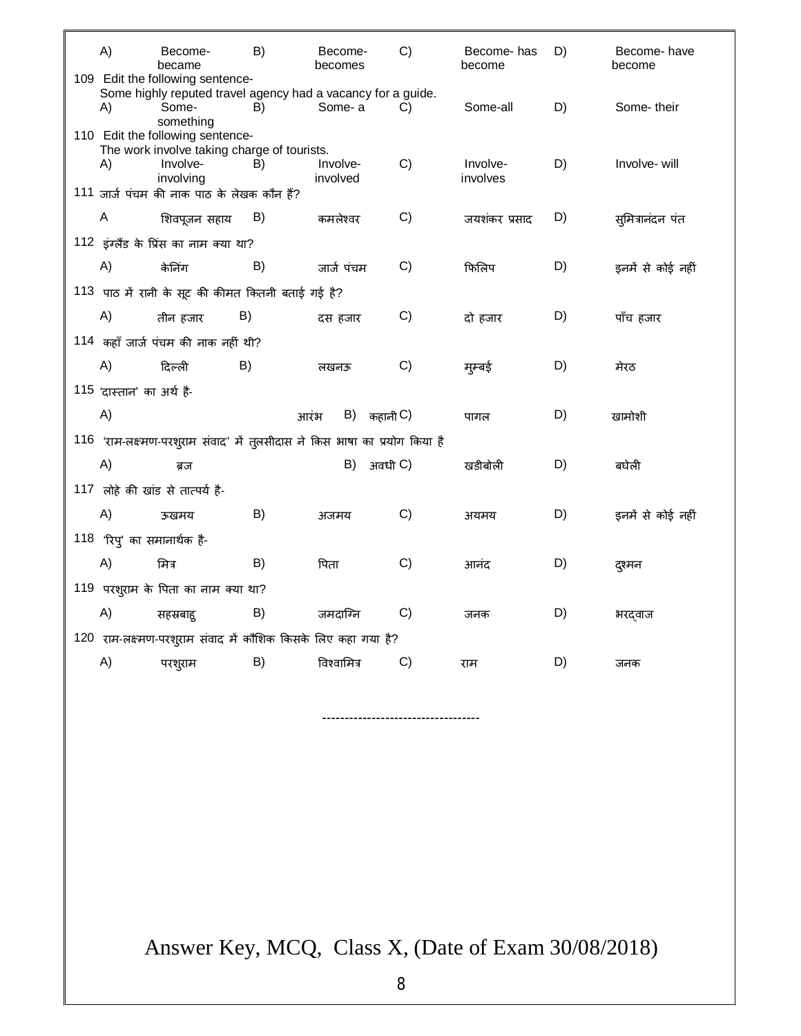| A) | Become- became | B) | Become- becomes | C) | Become- has become | D) | Become- have become |
|---|---|---|---|---|---|---|---|

109 Edit the following sentence-
Some highly reputed travel agency had a vacancy for a guide.

| A) | Some- something | B) | Some- a | C) | Some-all | D) | Some- their |
|---|---|---|---|---|---|---|---|

110 Edit the following sentence-
The work involve taking charge of tourists.

| A) | Involve- involving | B) | Involve- involved | C) | Involve- involves | D) | Involve- will |
|---|---|---|---|---|---|---|---|

111 जार्ज पंचम की नाक पाठ के लेखक कौन हैं?

| A | शिवपूजन सहाय | B) | कमलेश्वर | C) | जयशंकर प्रसाद | D) | सुमित्रानंदन पंत |
|---|---|---|---|---|---|---|---|

112 इंग्लैंड के प्रिंस का नाम क्या था?

| A) | केनिंग | B) | जार्ज पंचम | C) | फिलिप | D) | इनमें से कोई नहीं |
|---|---|---|---|---|---|---|---|

113 पाठ में रानी के सूट की कीमत कितनी बताई गई है?

| A) | तीन हजार | B) | दस हजार | C) | दो हजार | D) | पाँच हजार |
|---|---|---|---|---|---|---|---|

114 कहाँ जार्ज पंचम की नाक नहीं थी?

| A) | दिल्ली | B) | लखनऊ | C) | मुम्बई | D) | मेरठ |
|---|---|---|---|---|---|---|---|

115 'दास्तान' का अर्थ है-

| A) | आरंभ | B) | कहानी | C) | पागल | D) | खामोशी |
|---|---|---|---|---|---|---|---|

116 'राम-लक्ष्मण-परशुराम संवाद' में तुलसीदास ने किस भाषा का प्रयोग किया है

| A) | ब्रज | B) | अवधी | C) | खडीबोली | D) | बघेली |
|---|---|---|---|---|---|---|---|

117 लोहे की खांड से तात्पर्य है-

| A) | ऊखमय | B) | अजमय | C) | अयमय | D) | इनमें से कोई नहीं |
|---|---|---|---|---|---|---|---|

118 'रिपु' का समानार्थक है-

| A) | मित्र | B) | पिता | C) | आनंद | D) | दुश्मन |
|---|---|---|---|---|---|---|---|

119 परशुराम के पिता का नाम क्या था?

| A) | सहस्रबाहु | B) | जमदाग्नि | C) | जनक | D) | भरद्वाज |
|---|---|---|---|---|---|---|---|

120 राम-लक्ष्मण-परशुराम संवाद में कौशिक किसके लिए कहा गया है?

| A) | परशुराम | B) | विश्वामित्र | C) | राम | D) | जनक |
|---|---|---|---|---|---|---|---|

----------------------------------

Answer Key, MCQ, Class X, (Date of Exam 30/08/2018)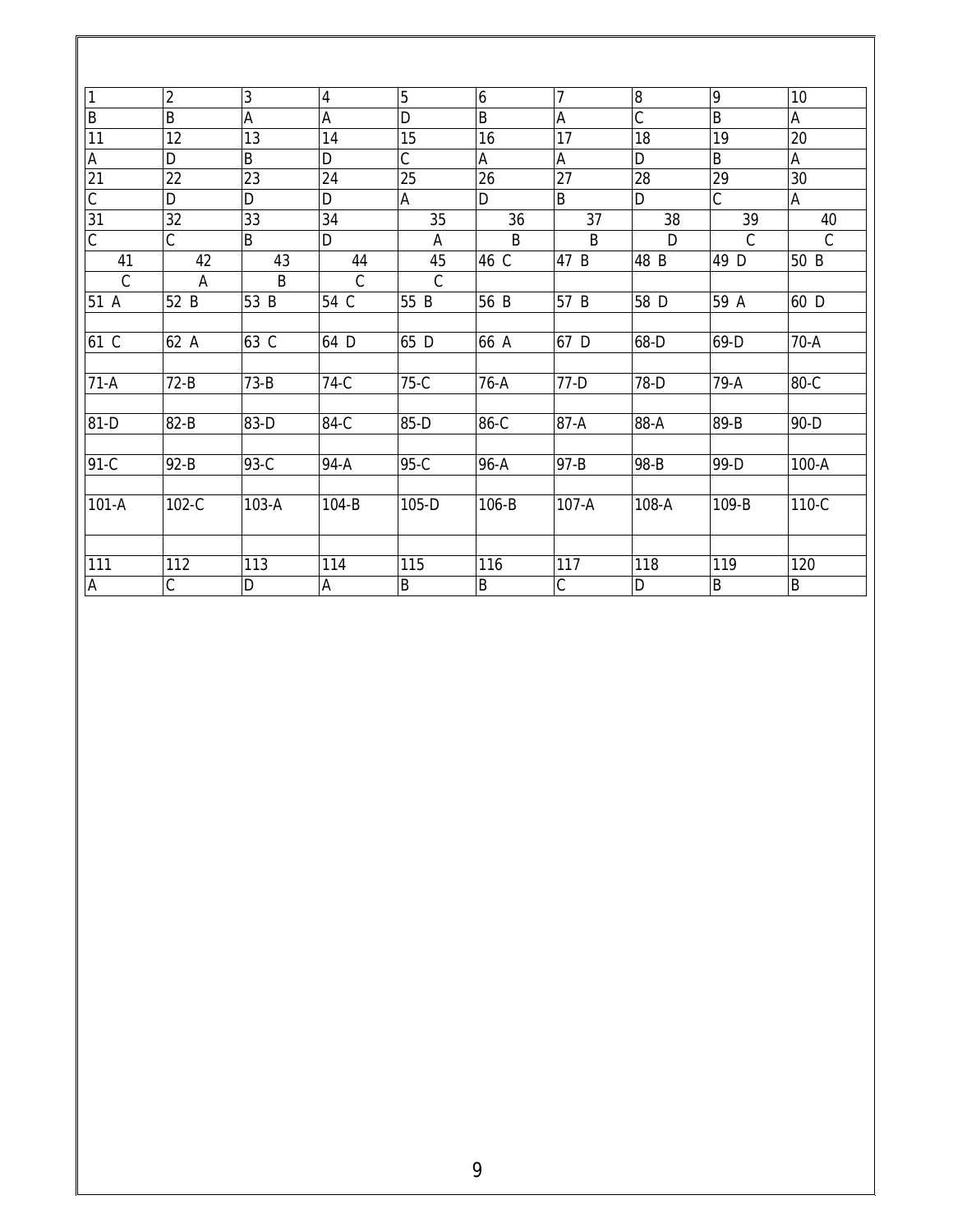| | | | | | | | | | |
|---|---|---|---|---|---|---|---|---|---|
| 1 | 2 | 3 | 4 | 5 | 6 | 7 | 8 | 9 | 10 |
| B | B | A | A | D | B | A | C | B | A |
| 11 | 12 | 13 | 14 | 15 | 16 | 17 | 18 | 19 | 20 |
| A | D | B | D | C | A | A | D | B | A |
| 21 | 22 | 23 | 24 | 25 | 26 | 27 | 28 | 29 | 30 |
| C | D | D | D | A | D | B | D | C | A |
| 31 | 32 | 33 | 34 | 35 | 36 | 37 | 38 | 39 | 40 |
| C | C | B | D | A | B | B | D | C | C |
| 41 | 42 | 43 | 44 | 45 | 46 C | 47 B | 48 B | 49 D | 50 B |
| C | A | B | C | C | | | | | |
| 51 A | 52 B | 53 B | 54 C | 55 B | 56 B | 57 B | 58 D | 59 A | 60 D |
| | | | | | | | | | |
| 61 C | 62 A | 63 C | 64 D | 65 D | 66 A | 67 D | 68-D | 69-D | 70-A |
| | | | | | | | | | |
| 71-A | 72-B | 73-B | 74-C | 75-C | 76-A | 77-D | 78-D | 79-A | 80-C |
| | | | | | | | | | |
| 81-D | 82-B | 83-D | 84-C | 85-D | 86-C | 87-A | 88-A | 89-B | 90-D |
| | | | | | | | | | |
| 91-C | 92-B | 93-C | 94-A | 95-C | 96-A | 97-B | 98-B | 99-D | 100-A |
| | | | | | | | | | |
| 101-A | 102-C | 103-A | 104-B | 105-D | 106-B | 107-A | 108-A | 109-B | 110-C |
| | | | | | | | | | |
| 111 | 112 | 113 | 114 | 115 | 116 | 117 | 118 | 119 | 120 |
| A | C | D | A | B | B | C | D | B | B |